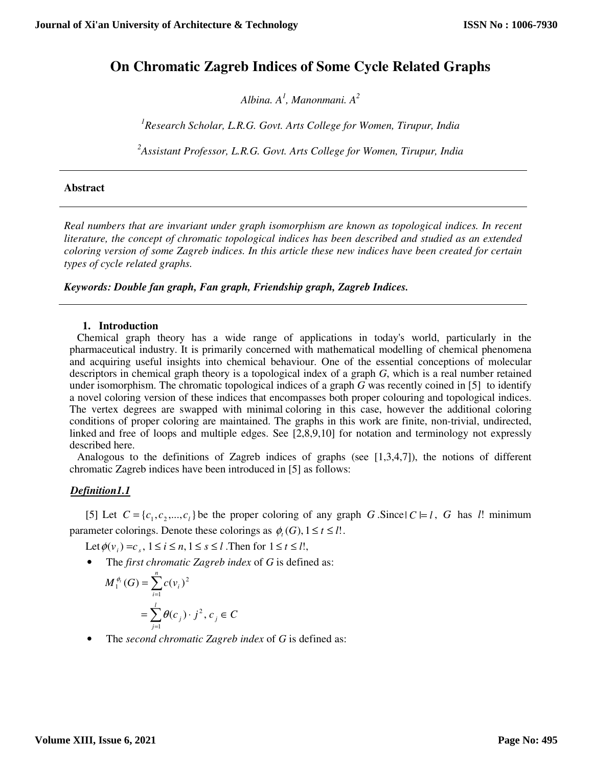# On Chromatic Zagreb Indices of Some Cycle Related Graphs

*Albina. A[1], Manonmani. A[2]*

[1]*Research Scholar, L.R.G. Govt. Arts College for Women, Tirupur, India*

[2]*Assistant Professor, L.R.G. Govt. Arts College for Women, Tirupur, India*

---

**Abstract**

---

*Real numbers that are invariant under graph isomorphism are known as topological indices. In recent literature, the concept of chromatic topological indices has been described and studied as an extended coloring version of some Zagreb indices. In this article these new indices have been created for certain types of cycle related graphs.*

***Keywords: Double fan graph, Fan graph, Friendship graph, Zagreb Indices.***

---

## 1. Introduction

Chemical graph theory has a wide range of applications in today's world, particularly in the pharmaceutical industry. It is primarily concerned with mathematical modelling of chemical phenomena and acquiring useful insights into chemical behaviour. One of the essential conceptions of molecular descriptors in chemical graph theory is a topological index of a graph *G*, which is a real number retained under isomorphism. The chromatic topological indices of a graph *G* was recently coined in [5] to identify a novel coloring version of these indices that encompasses both proper colouring and topological indices. The vertex degrees are swapped with minimal coloring in this case, however the additional coloring conditions of proper coloring are maintained. The graphs in this work are finite, non-trivial, undirected, linked and free of loops and multiple edges. See [2,8,9,10] for notation and terminology not expressly described here.

Analogous to the definitions of Zagreb indices of graphs (see [1,3,4,7]), the notions of different chromatic Zagreb indices have been introduced in [5] as follows:

***Definition1.1***

[5] Let $C = \{c_1, c_2, ..., c_l\}$ be the proper coloring of any graph $G$. Since $|C| = l$, $G$ has $l!$ minimum parameter colorings. Denote these colorings as $\phi_t(G), 1 \le t \le l!$.

Let $\phi(v_i) = c_s$, $1 \le i \le n, 1 \le s \le l$. Then for $1 \le t \le l!$,

- The *first chromatic Zagreb index* of *G* is defined as:

$$M_1^{\phi_t}(G) = \sum_{i=1}^{n} c(v_i)^2$$

$$= \sum_{j=1}^{l} \theta(c_j) \cdot j^2, c_j \in C$$

- The *second chromatic Zagreb index* of *G* is defined as: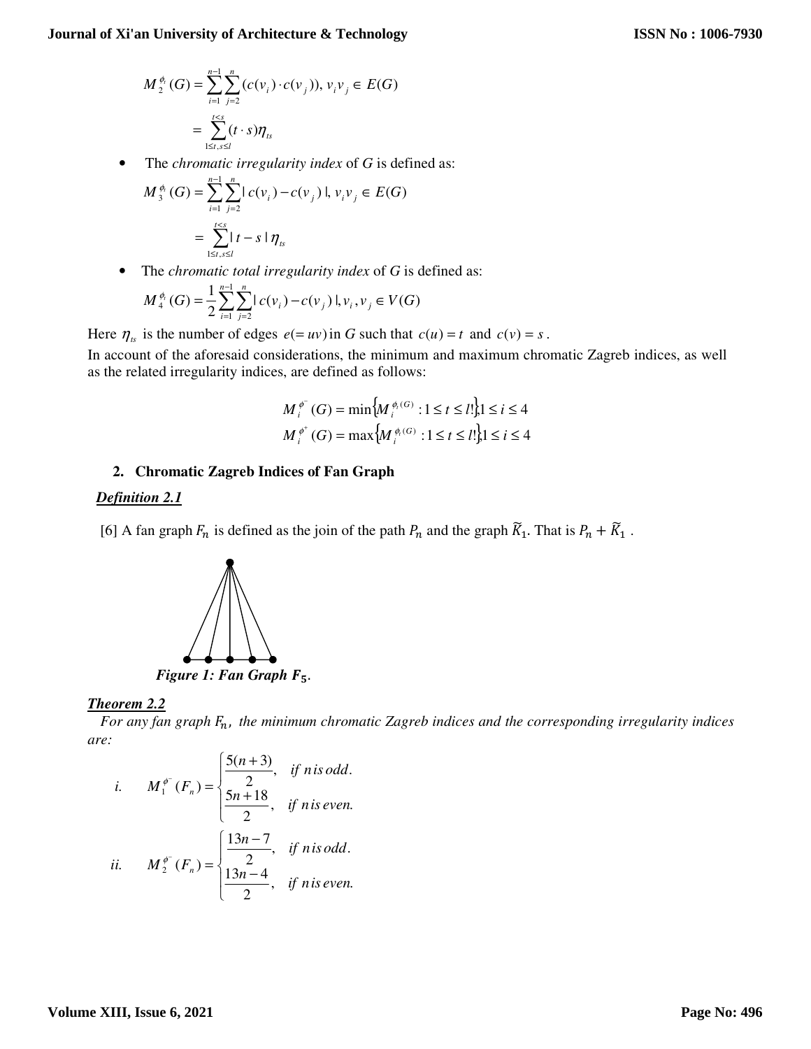$$M_2^{\phi_t}(G) = \sum_{i=1}^{n-1}\sum_{j=2}^{n}(c(v_i)\cdot c(v_j)),\ v_iv_j \in E(G)$$

$$= \sum_{1\le t,s\le l}^{t<s}(t\cdot s)\eta_{ts}$$

- The *chromatic irregularity index* of *G* is defined as:

$$M_3^{\phi_t}(G) = \sum_{i=1}^{n-1}\sum_{j=2}^{n}|\,c(v_i) - c(v_j)\,|,\ v_iv_j \in E(G)$$

$$= \sum_{1\le t,s\le l}^{t<s}|\,t - s\,|\,\eta_{ts}$$

- The *chromatic total irregularity index* of *G* is defined as:

$$M_4^{\phi_t}(G) = \frac{1}{2}\sum_{i=1}^{n-1}\sum_{j=2}^{n}|\,c(v_i) - c(v_j)\,|,\ v_i, v_j \in V(G)$$

Here $\eta_{ts}$ is the number of edges $e(=uv)$ in *G* such that $c(u) = t$ and $c(v) = s$.

In account of the aforesaid considerations, the minimum and maximum chromatic Zagreb indices, as well as the related irregularity indices, are defined as follows:

$$M_i^{\phi^-}(G) = \min\left\{M_i^{\phi_t(G)} : 1 \le t \le l!\right\}, 1 \le i \le 4$$
$$M_i^{\phi^+}(G) = \max\left\{M_i^{\phi_t(G)} : 1 \le t \le l!\right\}, 1 \le i \le 4$$

## 2. Chromatic Zagreb Indices of Fan Graph

### *Definition 2.1*

[6] A fan graph $F_n$ is defined as the join of the path $P_n$ and the graph $\widetilde{K}_1$. That is $P_n + \widetilde{K}_1$.

***Figure 1: Fan Graph $F_5$.***

### *Theorem 2.2*

*For any fan graph $F_n$, the minimum chromatic Zagreb indices and the corresponding irregularity indices are:*

*i.* $$M_1^{\phi^-}(F_n) = \begin{cases} \dfrac{5(n+3)}{2}, & \text{if } n \text{ is odd.} \\ \dfrac{5n+18}{2}, & \text{if } n \text{ is even.} \end{cases}$$

*ii.* $$M_2^{\phi^-}(F_n) = \begin{cases} \dfrac{13n-7}{2}, & \text{if } n \text{ is odd.} \\ \dfrac{13n-4}{2}, & \text{if } n \text{ is even.} \end{cases}$$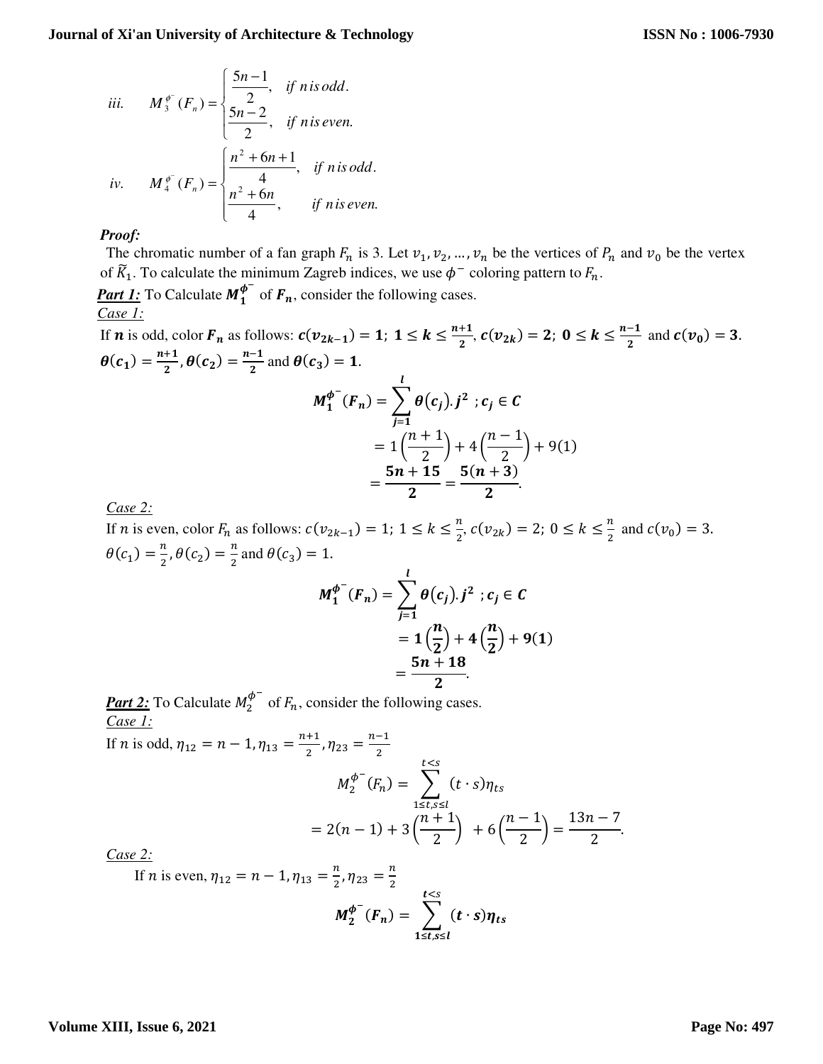iii. $M_3^{\phi^-}(F_n) = \begin{cases} \dfrac{5n-1}{2}, & \text{if } n \text{ is odd.} \\ \dfrac{5n-2}{2}, & \text{if } n \text{ is even.} \end{cases}$

iv. $M_4^{\phi^-}(F_n) = \begin{cases} \dfrac{n^2+6n+1}{4}, & \text{if } n \text{ is odd.} \\ \dfrac{n^2+6n}{4}, & \text{if } n \text{ is even.} \end{cases}$

***Proof:***

The chromatic number of a fan graph $F_n$ is 3. Let $v_1, v_2, \ldots, v_n$ be the vertices of $P_n$ and $v_0$ be the vertex of $\widetilde{K}_1$. To calculate the minimum Zagreb indices, we use $\phi^-$ coloring pattern to $F_n$.

***Part 1:*** To Calculate $\boldsymbol{M_1^{\phi^-}}$ of $\boldsymbol{F_n}$, consider the following cases.

*Case 1:*

If $\boldsymbol{n}$ is odd, color $\boldsymbol{F_n}$ as follows: $\boldsymbol{c(v_{2k-1}) = 1;\ 1 \le k \le \frac{n+1}{2}, c(v_{2k}) = 2;\ 0 \le k \le \frac{n-1}{2}}$ and $\boldsymbol{c(v_0) = 3}$. $\boldsymbol{\theta(c_1) = \frac{n+1}{2}, \theta(c_2) = \frac{n-1}{2}}$ and $\boldsymbol{\theta(c_3) = 1}$.

$$\begin{aligned} \boldsymbol{M_1^{\phi^-}(F_n)} &= \sum_{j=1}^{l} \boldsymbol{\theta(c_j).j^2\ ; c_j \in C} \\ &= 1\left(\frac{n+1}{2}\right) + 4\left(\frac{n-1}{2}\right) + 9(1) \\ &= \boldsymbol{\frac{5n+15}{2} = \frac{5(n+3)}{2}}. \end{aligned}$$

*Case 2:*

If $n$ is even, color $F_n$ as follows: $c(v_{2k-1}) = 1;\ 1 \le k \le \frac{n}{2}, c(v_{2k}) = 2;\ 0 \le k \le \frac{n}{2}$ and $c(v_0) = 3$. $\theta(c_1) = \frac{n}{2}, \theta(c_2) = \frac{n}{2}$ and $\theta(c_3) = 1$.

$$\begin{aligned} \boldsymbol{M_1^{\phi^-}(F_n)} &= \sum_{j=1}^{l} \boldsymbol{\theta(c_j).j^2\ ; c_j \in C} \\ &= \boldsymbol{1\left(\frac{n}{2}\right) + 4\left(\frac{n}{2}\right) + 9(1)} \\ &= \boldsymbol{\frac{5n+18}{2}}. \end{aligned}$$

***Part 2:*** To Calculate $M_2^{\phi^-}$ of $F_n$, consider the following cases.

*Case 1:*

If $n$ is odd, $\eta_{12} = n-1, \eta_{13} = \frac{n+1}{2}, \eta_{23} = \frac{n-1}{2}$

$$\begin{aligned} M_2^{\phi^-}(F_n) &= \sum_{\substack{t<s \\ 1 \le t,s \le l}} (t \cdot s)\eta_{ts} \\ &= 2(n-1) + 3\left(\frac{n+1}{2}\right) + 6\left(\frac{n-1}{2}\right) = \frac{13n-7}{2}. \end{aligned}$$

*Case 2:*

If $n$ is even, $\eta_{12} = n-1, \eta_{13} = \frac{n}{2}, \eta_{23} = \frac{n}{2}$

$$\boldsymbol{M_2^{\phi^-}(F_n)} = \sum_{\substack{t<s \\ 1 \le t,s \le l}} \boldsymbol{(t \cdot s)\eta_{ts}}$$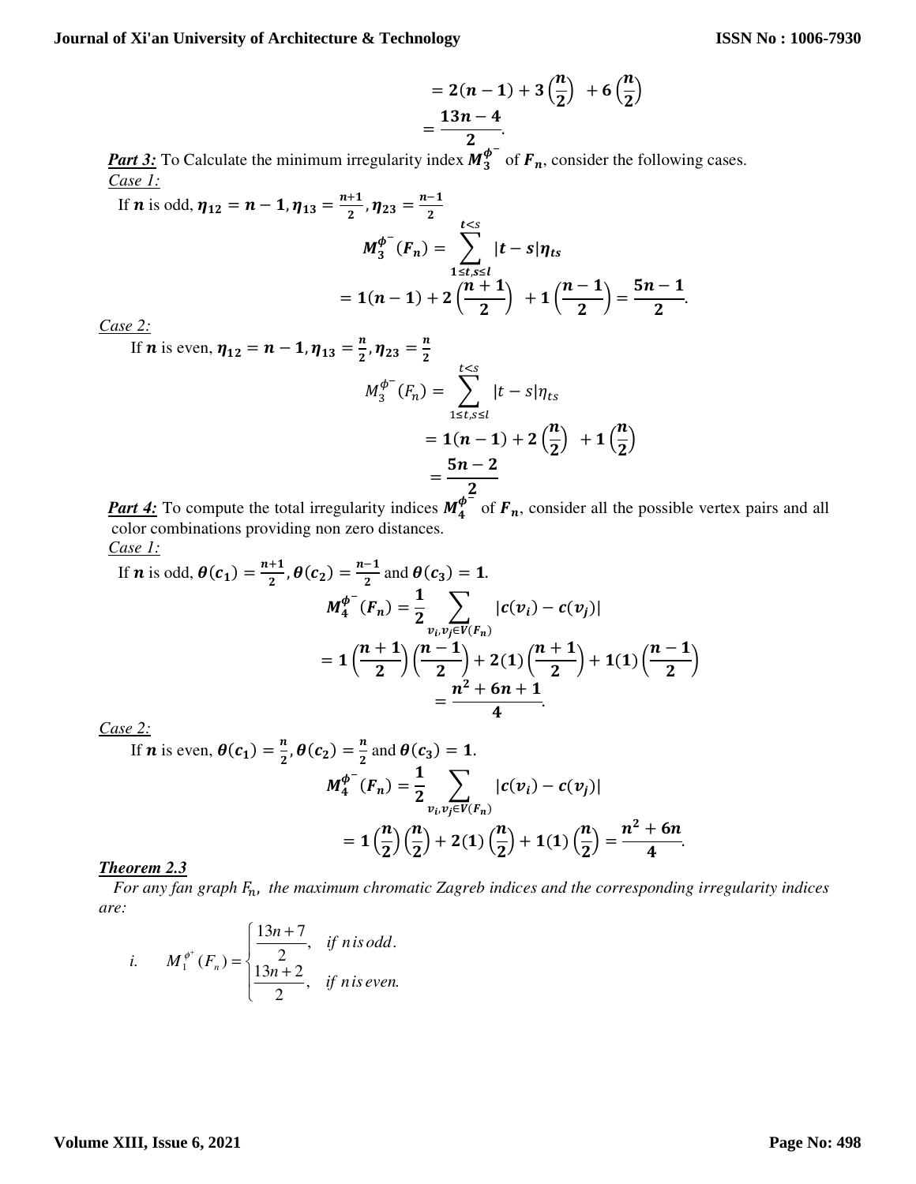$$= 2(n-1) + 3\left(\frac{n}{2}\right) + 6\left(\frac{n}{2}\right)$$
$$= \frac{13n-4}{2}.$$

***Part 3:*** To Calculate the minimum irregularity index $M_3^{\phi^-}$ of $F_n$, consider the following cases.

*Case 1:*

If $n$ is odd, $\eta_{12} = n-1, \eta_{13} = \frac{n+1}{2}, \eta_{23} = \frac{n-1}{2}$

$$M_3^{\phi^-}(F_n) = \sum_{1 \le t,s \le l}^{t<s} |t-s|\eta_{ts}$$
$$= 1(n-1) + 2\left(\frac{n+1}{2}\right) + 1\left(\frac{n-1}{2}\right) = \frac{5n-1}{2}.$$

*Case 2:*

If $n$ is even, $\eta_{12} = n-1, \eta_{13} = \frac{n}{2}, \eta_{23} = \frac{n}{2}$

$$M_3^{\phi^-}(F_n) = \sum_{1 \le t,s \le l}^{t<s} |t-s|\eta_{ts}$$
$$= 1(n-1) + 2\left(\frac{n}{2}\right) + 1\left(\frac{n}{2}\right)$$
$$= \frac{5n-2}{2}$$

***Part 4:*** To compute the total irregularity indices $M_4^{\phi^-}$ of $F_n$, consider all the possible vertex pairs and all color combinations providing non zero distances.

*Case 1:*

If $n$ is odd, $\theta(c_1) = \frac{n+1}{2}, \theta(c_2) = \frac{n-1}{2}$ and $\theta(c_3) = 1$.

$$M_4^{\phi^-}(F_n) = \frac{1}{2}\sum_{v_i, v_j \in V(F_n)} |c(v_i) - c(v_j)|$$
$$= 1\left(\frac{n+1}{2}\right)\left(\frac{n-1}{2}\right) + 2(1)\left(\frac{n+1}{2}\right) + 1(1)\left(\frac{n-1}{2}\right)$$
$$= \frac{n^2+6n+1}{4}.$$

*Case 2:*

If $n$ is even, $\theta(c_1) = \frac{n}{2}, \theta(c_2) = \frac{n}{2}$ and $\theta(c_3) = 1$.

$$M_4^{\phi^-}(F_n) = \frac{1}{2}\sum_{v_i, v_j \in V(F_n)} |c(v_i) - c(v_j)|$$
$$= 1\left(\frac{n}{2}\right)\left(\frac{n}{2}\right) + 2(1)\left(\frac{n}{2}\right) + 1(1)\left(\frac{n}{2}\right) = \frac{n^2+6n}{4}.$$

***Theorem 2.3***

*For any fan graph $F_n$, the maximum chromatic Zagreb indices and the corresponding irregularity indices are:*

*i.* $$M_1^{\phi^+}(F_n) = \begin{cases} \frac{13n+7}{2}, & \text{if } n \text{ is odd.} \\ \frac{13n+2}{2}, & \text{if } n \text{ is even.} \end{cases}$$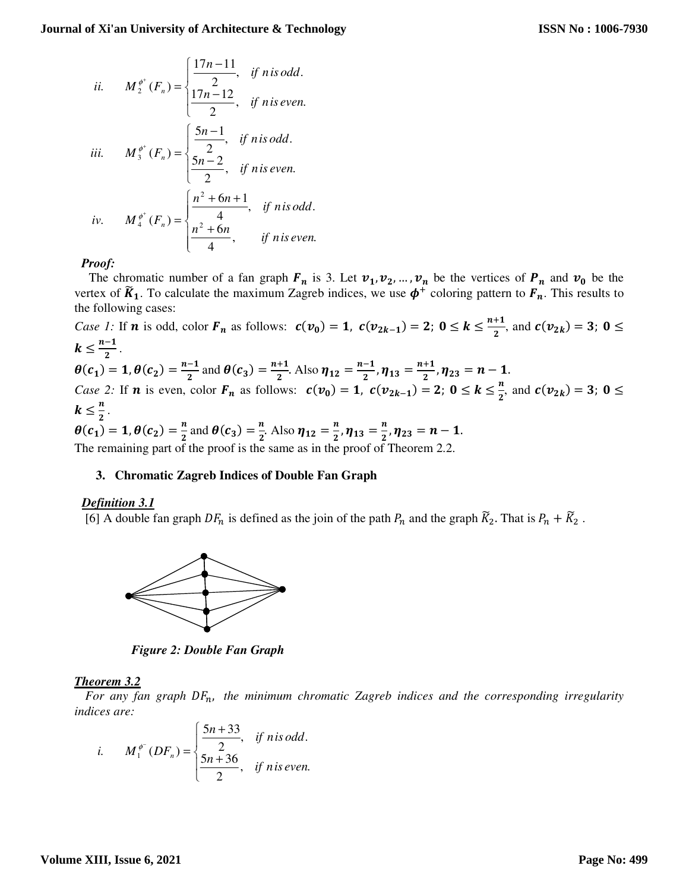ii. $$M_2^{\phi^+}(F_n) = \begin{cases} \dfrac{17n-11}{2}, & \text{if } n \text{ is odd.} \\ \dfrac{17n-12}{2}, & \text{if } n \text{ is even.} \end{cases}$$

iii. $$M_3^{\phi^+}(F_n) = \begin{cases} \dfrac{5n-1}{2}, & \text{if } n \text{ is odd.} \\ \dfrac{5n-2}{2}, & \text{if } n \text{ is even.} \end{cases}$$

iv. $$M_4^{\phi^+}(F_n) = \begin{cases} \dfrac{n^2+6n+1}{4}, & \text{if } n \text{ is odd.} \\ \dfrac{n^2+6n}{4}, & \text{if } n \text{ is even.} \end{cases}$$

***Proof:***

The chromatic number of a fan graph $F_n$ is 3. Let $v_1, v_2, \dots, v_n$ be the vertices of $P_n$ and $v_0$ be the vertex of $\widetilde{K}_1$. To calculate the maximum Zagreb indices, we use $\phi^+$ coloring pattern to $F_n$. This results to the following cases:

*Case 1:* If $n$ is odd, color $F_n$ as follows: $c(v_0) = 1,\ c(v_{2k-1}) = 2;\ 0 \le k \le \frac{n+1}{2}$, and $c(v_{2k}) = 3;\ 0 \le k \le \frac{n-1}{2}$.

$\theta(c_1) = 1, \theta(c_2) = \frac{n-1}{2}$ and $\theta(c_3) = \frac{n+1}{2}$. Also $\eta_{12} = \frac{n-1}{2}, \eta_{13} = \frac{n+1}{2}, \eta_{23} = n-1$.

*Case 2:* If $n$ is even, color $F_n$ as follows: $c(v_0) = 1,\ c(v_{2k-1}) = 2;\ 0 \le k \le \frac{n}{2}$, and $c(v_{2k}) = 3;\ 0 \le k \le \frac{n}{2}$.

$\theta(c_1) = 1, \theta(c_2) = \frac{n}{2}$ and $\theta(c_3) = \frac{n}{2}$. Also $\eta_{12} = \frac{n}{2}, \eta_{13} = \frac{n}{2}, \eta_{23} = n-1$.

The remaining part of the proof is the same as in the proof of Theorem 2.2.

## 3. Chromatic Zagreb Indices of Double Fan Graph

***Definition 3.1***

[6] A double fan graph $DF_n$ is defined as the join of the path $P_n$ and the graph $\widetilde{K}_2$. That is $P_n + \widetilde{K}_2$.

***Figure 2: Double Fan Graph***

***Theorem 3.2***

*For any fan graph $DF_n$, the minimum chromatic Zagreb indices and the corresponding irregularity indices are:*

i. $$M_1^{\phi^-}(DF_n) = \begin{cases} \dfrac{5n+33}{2}, & \text{if } n \text{ is odd.} \\ \dfrac{5n+36}{2}, & \text{if } n \text{ is even.} \end{cases}$$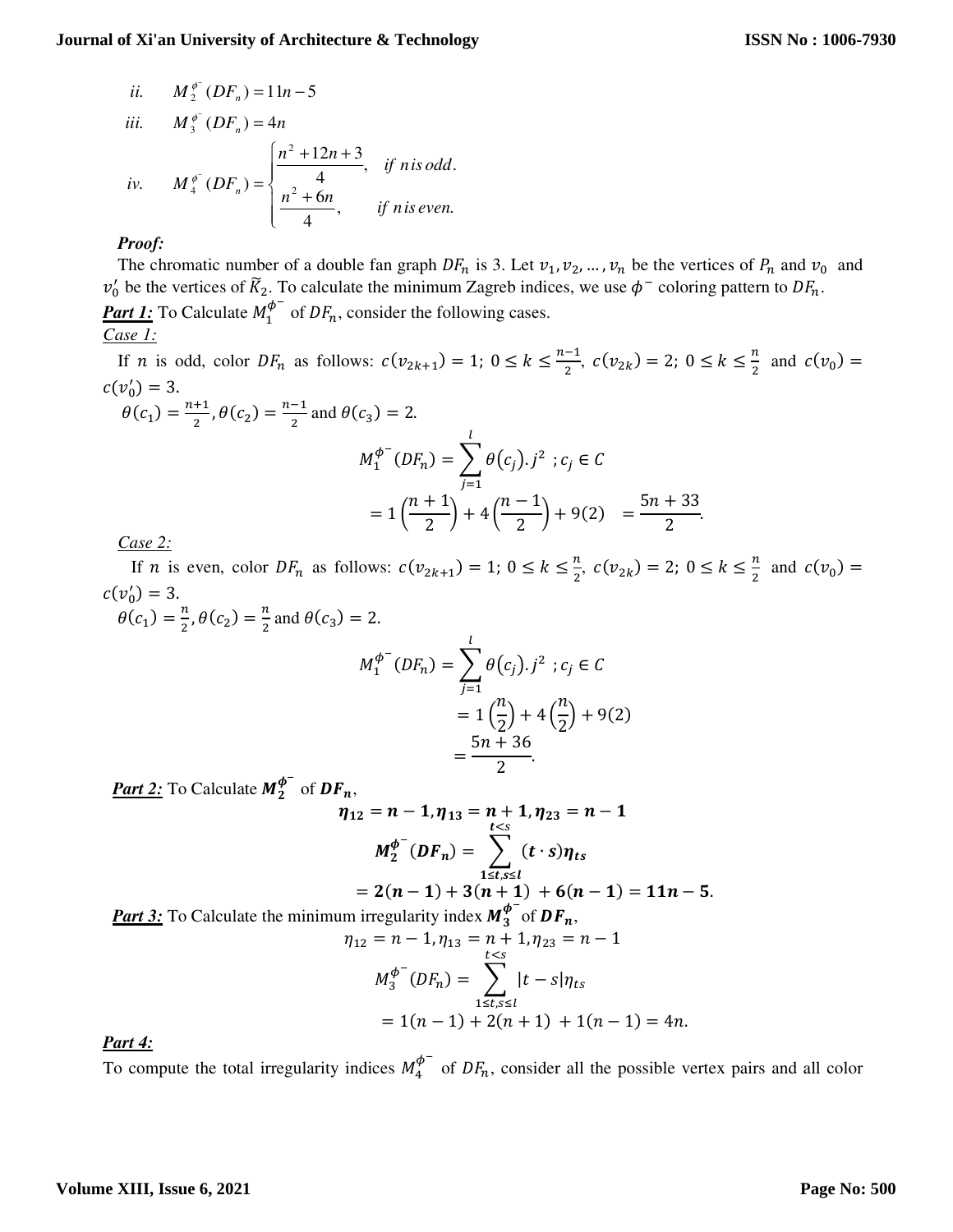ii. $M_2^{\phi^-}(DF_n) = 11n - 5$

iii. $M_3^{\phi^-}(DF_n) = 4n$

iv. $M_4^{\phi^-}(DF_n) = \begin{cases} \dfrac{n^2+12n+3}{4}, & \text{if } n \text{ is odd.} \\ \dfrac{n^2+6n}{4}, & \text{if } n \text{ is even.} \end{cases}$

***Proof:***

The chromatic number of a double fan graph $DF_n$ is 3. Let $v_1, v_2, \ldots, v_n$ be the vertices of $P_n$ and $v_0$ and $v_0'$ be the vertices of $\widetilde{K}_2$. To calculate the minimum Zagreb indices, we use $\phi^-$ coloring pattern to $DF_n$.

***Part 1:*** To Calculate $M_1^{\phi^-}$ of $DF_n$, consider the following cases.

*Case 1:*

If $n$ is odd, color $DF_n$ as follows: $c(v_{2k+1}) = 1;\ 0 \le k \le \frac{n-1}{2}$, $c(v_{2k}) = 2;\ 0 \le k \le \frac{n}{2}$ and $c(v_0) = c(v_0') = 3$.

$\theta(c_1) = \frac{n+1}{2}, \theta(c_2) = \frac{n-1}{2}$ and $\theta(c_3) = 2$.

$$M_1^{\phi^-}(DF_n) = \sum_{j=1}^{l} \theta(c_j).j^2 \ ; c_j \in C$$
$$= 1\left(\frac{n+1}{2}\right) + 4\left(\frac{n-1}{2}\right) + 9(2) \quad = \frac{5n+33}{2}.$$

*Case 2:*

If $n$ is even, color $DF_n$ as follows: $c(v_{2k+1}) = 1;\ 0 \le k \le \frac{n}{2}$, $c(v_{2k}) = 2;\ 0 \le k \le \frac{n}{2}$ and $c(v_0) = c(v_0') = 3$.

$\theta(c_1) = \frac{n}{2}, \theta(c_2) = \frac{n}{2}$ and $\theta(c_3) = 2$.

$$M_1^{\phi^-}(DF_n) = \sum_{j=1}^{l} \theta(c_j).j^2 \ ; c_j \in C$$
$$= 1\left(\frac{n}{2}\right) + 4\left(\frac{n}{2}\right) + 9(2)$$
$$= \frac{5n+36}{2}.$$

***Part 2:*** To Calculate $\boldsymbol{M_2^{\phi^-}}$ of $\boldsymbol{DF_n}$,

$$\boldsymbol{\eta_{12} = n-1, \eta_{13} = n+1, \eta_{23} = n-1}$$
$$\boldsymbol{M_2^{\phi^-}(DF_n)} = \sum_{\substack{t<s \\ 1 \le t,s \le l}} \boldsymbol{(t \cdot s)\eta_{ts}}$$
$$\boldsymbol{= 2(n-1) + 3(n+1) + 6(n-1) = 11n - 5.}$$

***Part 3:*** To Calculate the minimum irregularity index $\boldsymbol{M_3^{\phi^-}}$ of $\boldsymbol{DF_n}$,

$$\eta_{12} = n-1, \eta_{13} = n+1, \eta_{23} = n-1$$
$$M_3^{\phi^-}(DF_n) = \sum_{\substack{t<s \\ 1 \le t,s \le l}} |t-s|\eta_{ts}$$
$$= 1(n-1) + 2(n+1) + 1(n-1) = 4n.$$

***Part 4:***

To compute the total irregularity indices $M_4^{\phi^-}$ of $DF_n$, consider all the possible vertex pairs and all color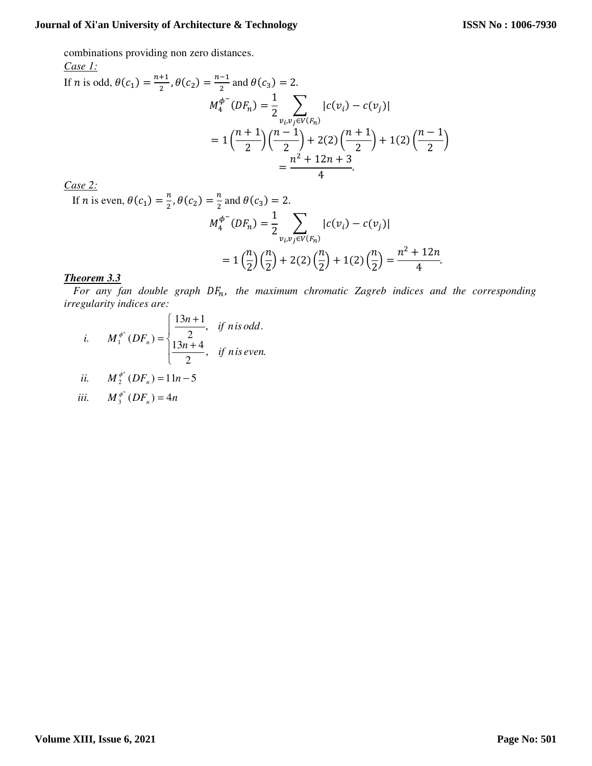combinations providing non zero distances.

*Case 1:*

If $n$ is odd, $\theta(c_1) = \frac{n+1}{2}, \theta(c_2) = \frac{n-1}{2}$ and $\theta(c_3) = 2$.

$$M_4^{\phi^-}(DF_n) = \frac{1}{2} \sum_{v_i, v_j \in V(F_n)} |c(v_i) - c(v_j)|$$

$$= 1\left(\frac{n+1}{2}\right)\left(\frac{n-1}{2}\right) + 2(2)\left(\frac{n+1}{2}\right) + 1(2)\left(\frac{n-1}{2}\right)$$

$$= \frac{n^2 + 12n + 3}{4}.$$

*Case 2:*

If $n$ is even, $\theta(c_1) = \frac{n}{2}, \theta(c_2) = \frac{n}{2}$ and $\theta(c_3) = 2$.

$$M_4^{\phi^-}(DF_n) = \frac{1}{2} \sum_{v_i, v_j \in V(F_n)} |c(v_i) - c(v_j)|$$

$$= 1\left(\frac{n}{2}\right)\left(\frac{n}{2}\right) + 2(2)\left(\frac{n}{2}\right) + 1(2)\left(\frac{n}{2}\right) = \frac{n^2 + 12n}{4}.$$

***Theorem 3.3***

*For any fan double graph $DF_n$, the maximum chromatic Zagreb indices and the corresponding irregularity indices are:*

*i.* $M_1^{\phi^+}(DF_n) = \begin{cases} \frac{13n+1}{2}, & \text{if } n \text{ is odd.} \\ \frac{13n+4}{2}, & \text{if } n \text{ is even.} \end{cases}$

*ii.* $M_2^{\phi^+}(DF_n) = 11n - 5$

*iii.* $M_3^{\phi^+}(DF_n) = 4n$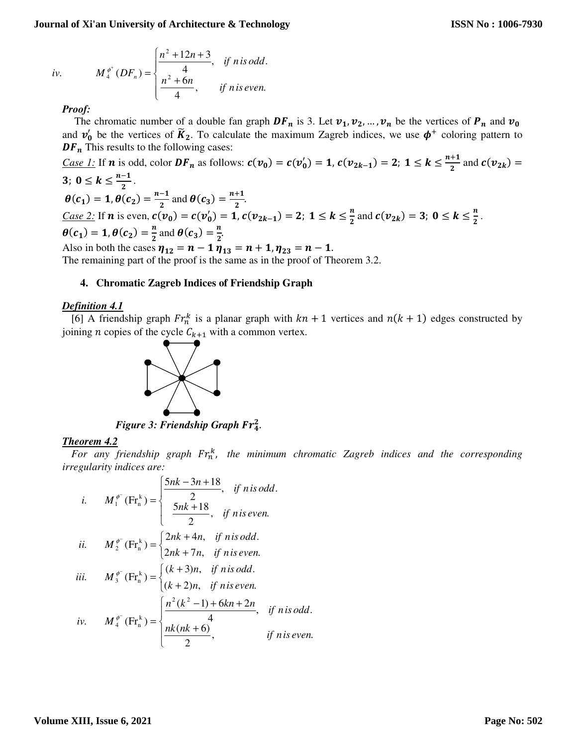iv. $$M_4^{\phi^+}(DF_n) = \begin{cases} \dfrac{n^2+12n+3}{4}, & \text{if } n \text{ is odd.} \\ \dfrac{n^2+6n}{4}, & \text{if } n \text{ is even.} \end{cases}$$

***Proof:***

The chromatic number of a double fan graph $\boldsymbol{DF_n}$ is 3. Let $\boldsymbol{v_1, v_2, \ldots, v_n}$ be the vertices of $\boldsymbol{P_n}$ and $\boldsymbol{v_0}$ and $\boldsymbol{v_0'}$ be the vertices of $\widetilde{\boldsymbol{K}}_{\boldsymbol{2}}$. To calculate the maximum Zagreb indices, we use $\boldsymbol{\phi^+}$ coloring pattern to $\boldsymbol{DF_n}$ This results to the following cases:

*Case 1:* If $\boldsymbol{n}$ is odd, color $\boldsymbol{DF_n}$ as follows: $\boldsymbol{c(v_0) = c(v_0') = 1, c(v_{2k-1}) = 2;\ 1 \le k \le \frac{n+1}{2}}$ and $\boldsymbol{c(v_{2k}) = 3;\ 0 \le k \le \frac{n-1}{2}}$.

$\boldsymbol{\theta(c_1) = 1, \theta(c_2) = \frac{n-1}{2}}$ and $\boldsymbol{\theta(c_3) = \frac{n+1}{2}}$.

*Case 2:* If $\boldsymbol{n}$ is even, $\boldsymbol{c(v_0) = c(v_0') = 1, c(v_{2k-1}) = 2;\ 1 \le k \le \frac{n}{2}}$ and $\boldsymbol{c(v_{2k}) = 3;\ 0 \le k \le \frac{n}{2}}$.

$\boldsymbol{\theta(c_1) = 1, \theta(c_2) = \frac{n}{2}}$ and $\boldsymbol{\theta(c_3) = \frac{n}{2}}$.

Also in both the cases $\boldsymbol{\eta_{12} = n - 1\ \eta_{13} = n + 1, \eta_{23} = n - 1}$.

The remaining part of the proof is the same as in the proof of Theorem 3.2.

## 4. Chromatic Zagreb Indices of Friendship Graph

***Definition 4.1***

[6] A friendship graph $Fr_n^k$ is a planar graph with $kn + 1$ vertices and $n(k + 1)$ edges constructed by joining $n$ copies of the cycle $C_{k+1}$ with a common vertex.

***Figure 3: Friendship Graph $Fr_4^2$.***

***Theorem 4.2***

*For any friendship graph $Fr_n^k$, the minimum chromatic Zagreb indices and the corresponding irregularity indices are:*

i. $$M_1^{\phi^-}(\mathrm{Fr}_n^k) = \begin{cases} \dfrac{5nk-3n+18}{2}, & \text{if } n \text{ is odd.} \\ \dfrac{5nk+18}{2}, & \text{if } n \text{ is even.} \end{cases}$$

ii. $$M_2^{\phi^-}(\mathrm{Fr}_n^k) = \begin{cases} 2nk+4n, & \text{if } n \text{ is odd.} \\ 2nk+7n, & \text{if } n \text{ is even.} \end{cases}$$

iii. $$M_3^{\phi^-}(\mathrm{Fr}_n^k) = \begin{cases} (k+3)n, & \text{if } n \text{ is odd.} \\ (k+2)n, & \text{if } n \text{ is even.} \end{cases}$$

iv. $$M_4^{\phi^-}(\mathrm{Fr}_n^k) = \begin{cases} \dfrac{n^2(k^2-1)+6kn+2n}{4}, & \text{if } n \text{ is odd.} \\ \dfrac{nk(nk+6)}{2}, & \text{if } n \text{ is even.} \end{cases}$$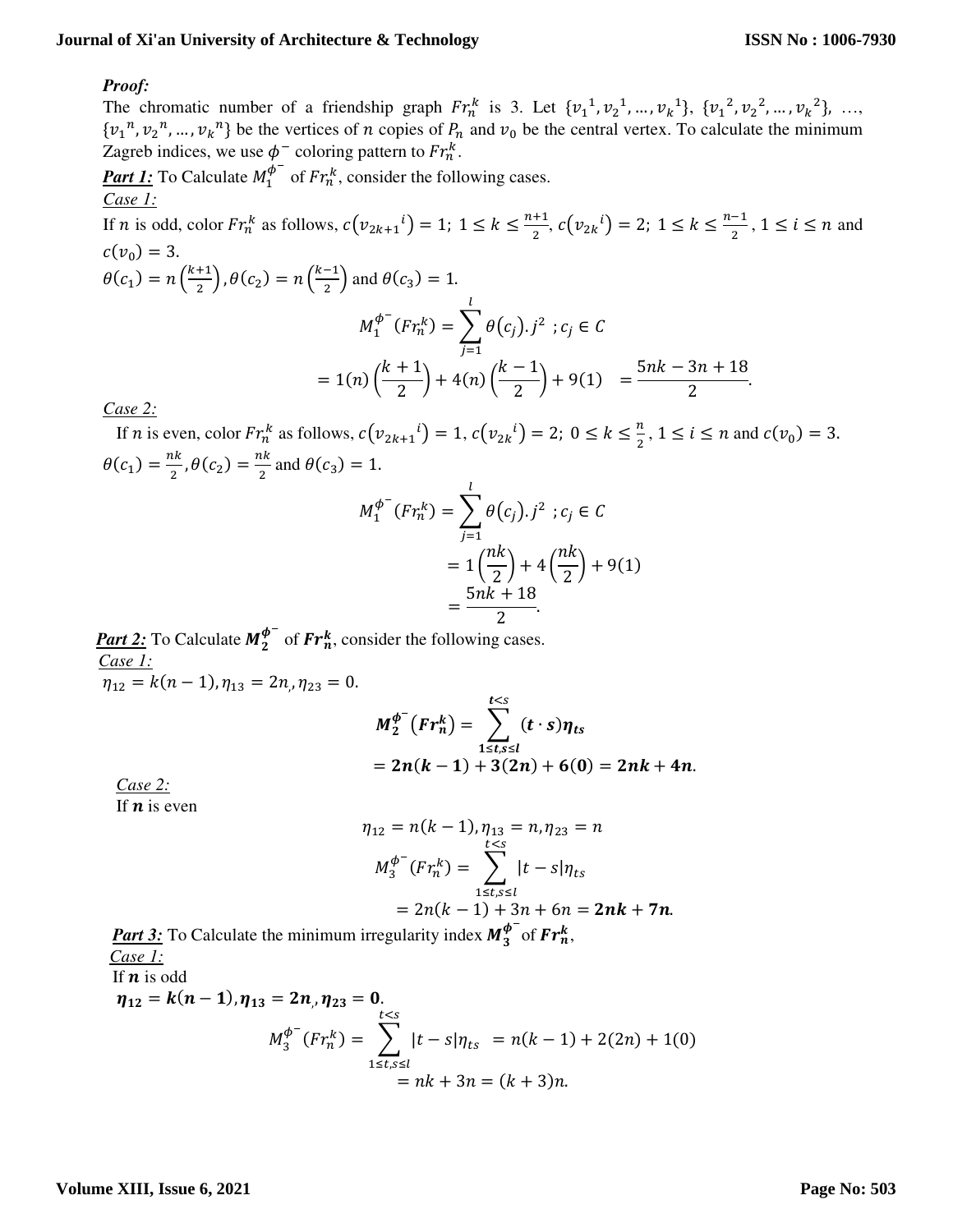***Proof:***

The chromatic number of a friendship graph $Fr_n^k$ is 3. Let $\{v_1{}^1, v_2{}^1, \ldots, v_k{}^1\}$, $\{v_1{}^2, v_2{}^2, \ldots, v_k{}^2\}$, …, $\{v_1{}^n, v_2{}^n, \ldots, v_k{}^n\}$ be the vertices of $n$ copies of $P_n$ and $v_0$ be the central vertex. To calculate the minimum Zagreb indices, we use $\phi^-$ coloring pattern to $Fr_n^k$.

***Part 1:*** To Calculate $M_1^{\phi^-}$ of $Fr_n^k$, consider the following cases.

*Case 1:*

If $n$ is odd, color $Fr_n^k$ as follows, $c(v_{2k+1}{}^i) = 1;\ 1 \le k \le \frac{n+1}{2}$, $c(v_{2k}{}^i) = 2;\ 1 \le k \le \frac{n-1}{2}$, $1 \le i \le n$ and $c(v_0) = 3$.

$\theta(c_1) = n\left(\frac{k+1}{2}\right), \theta(c_2) = n\left(\frac{k-1}{2}\right)$ and $\theta(c_3) = 1$.

$$M_1^{\phi^-}(Fr_n^k) = \sum_{j=1}^{l} \theta(c_j).j^2 \ ; c_j \in C$$

$$= 1(n)\left(\frac{k+1}{2}\right) + 4(n)\left(\frac{k-1}{2}\right) + 9(1) \quad = \frac{5nk - 3n + 18}{2}.$$

*Case 2:*

If $n$ is even, color $Fr_n^k$ as follows, $c(v_{2k+1}{}^i) = 1$, $c(v_{2k}{}^i) = 2;\ 0 \le k \le \frac{n}{2}$, $1 \le i \le n$ and $c(v_0) = 3$.

$\theta(c_1) = \frac{nk}{2}, \theta(c_2) = \frac{nk}{2}$ and $\theta(c_3) = 1$.

$$M_1^{\phi^-}(Fr_n^k) = \sum_{j=1}^{l} \theta(c_j).j^2 \ ; c_j \in C$$

$$= 1\left(\frac{nk}{2}\right) + 4\left(\frac{nk}{2}\right) + 9(1)$$

$$= \frac{5nk + 18}{2}.$$

***Part 2:*** To Calculate $\boldsymbol{M_2^{\phi^-}}$ of $\boldsymbol{Fr_n^k}$, consider the following cases.

*Case 1:*

$\eta_{12} = k(n-1), \eta_{13} = 2n,, \eta_{23} = 0.$

$$\boldsymbol{M_2^{\phi^-}(Fr_n^k) = \sum_{1 \le t,s \le l}^{t<s} (t \cdot s)\eta_{ts}}$$

$$\boldsymbol{= 2n(k-1) + 3(2n) + 6(0) = 2nk + 4n}.$$

*Case 2:*

If $\boldsymbol{n}$ is even

$$\eta_{12} = n(k-1), \eta_{13} = n, \eta_{23} = n$$

$$M_3^{\phi^-}(Fr_n^k) = \sum_{1 \le t,s \le l}^{t<s} |t-s|\eta_{ts}$$

$$= 2n(k-1) + 3n + 6n = \boldsymbol{2nk + 7n}.$$

***Part 3:*** To Calculate the minimum irregularity index $\boldsymbol{M_3^{\phi^-}}$ of $\boldsymbol{Fr_n^k}$,

*Case 1:*

If $\boldsymbol{n}$ is odd

$\boldsymbol{\eta_{12} = k(n-1), \eta_{13} = 2n,, \eta_{23} = 0}.$

$$M_3^{\phi^-}(Fr_n^k) = \sum_{1 \le t,s \le l}^{t<s} |t-s|\eta_{ts} \ = n(k-1) + 2(2n) + 1(0)$$

$$= nk + 3n = (k+3)n.$$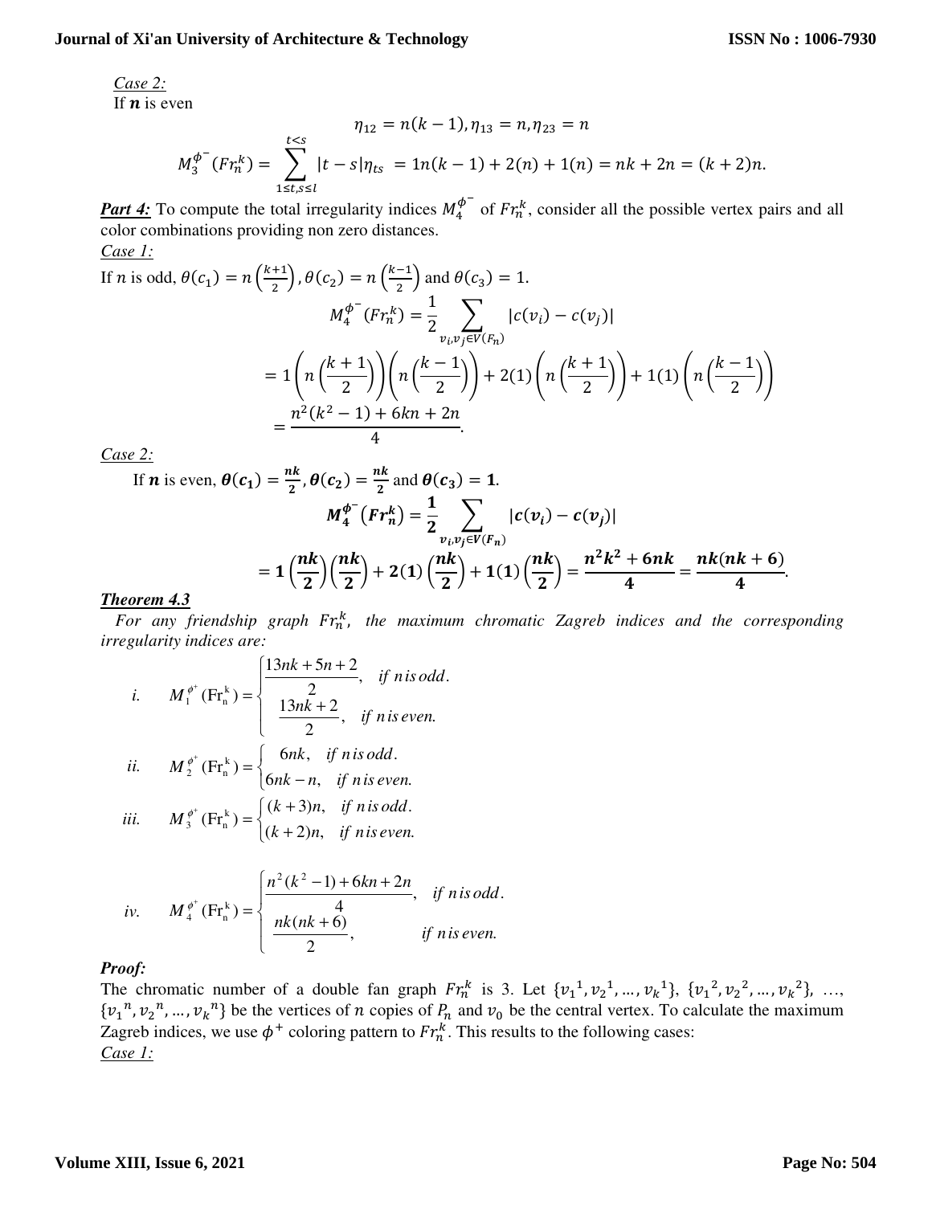*Case 2:*

If $\boldsymbol{n}$ is even

$$\eta_{12} = n(k-1), \eta_{13} = n, \eta_{23} = n$$

$$M_3^{\phi^-}(Fr_n^k) = \sum_{1 \leq t,s \leq l}^{t<s} |t-s|\eta_{ts} = 1n(k-1) + 2(n) + 1(n) = nk + 2n = (k+2)n.$$

***Part 4:*** To compute the total irregularity indices $M_4^{\phi^-}$ of $Fr_n^k$, consider all the possible vertex pairs and all color combinations providing non zero distances.

*Case 1:*

If $n$ is odd, $\theta(c_1) = n\left(\frac{k+1}{2}\right), \theta(c_2) = n\left(\frac{k-1}{2}\right)$ and $\theta(c_3) = 1$.

$$M_4^{\phi^-}(Fr_n^k) = \frac{1}{2}\sum_{v_i, v_j \in V(F_n)} |c(v_i) - c(v_j)|$$

$$= 1\left(n\left(\frac{k+1}{2}\right)\right)\left(n\left(\frac{k-1}{2}\right)\right) + 2(1)\left(n\left(\frac{k+1}{2}\right)\right) + 1(1)\left(n\left(\frac{k-1}{2}\right)\right)$$

$$= \frac{n^2(k^2-1) + 6kn + 2n}{4}.$$

*Case 2:*

If $\boldsymbol{n}$ is even, $\boldsymbol{\theta(c_1) = \frac{nk}{2}, \theta(c_2) = \frac{nk}{2}}$ and $\boldsymbol{\theta(c_3) = 1}$.

$$\boldsymbol{M_4^{\phi^-}(Fr_n^k) = \frac{1}{2}\sum_{v_i, v_j \in V(F_n)} |c(v_i) - c(v_j)|}$$

$$\boldsymbol{= 1\left(\frac{nk}{2}\right)\left(\frac{nk}{2}\right) + 2(1)\left(\frac{nk}{2}\right) + 1(1)\left(\frac{nk}{2}\right) = \frac{n^2k^2 + 6nk}{4} = \frac{nk(nk+6)}{4}}.$$

***Theorem 4.3***

*For any friendship graph $Fr_n^k$, the maximum chromatic Zagreb indices and the corresponding irregularity indices are:*

*i.* $$M_1^{\phi^+}(\mathrm{Fr}_n^k) = \begin{cases} \dfrac{13nk + 5n + 2}{2}, & \text{if } n \text{ is odd.} \\ \dfrac{13nk + 2}{2}, & \text{if } n \text{ is even.} \end{cases}$$

*ii.* $$M_2^{\phi^+}(\mathrm{Fr}_n^k) = \begin{cases} 6nk, & \text{if } n \text{ is odd.} \\ 6nk - n, & \text{if } n \text{ is even.} \end{cases}$$

*iii.* $$M_3^{\phi^+}(\mathrm{Fr}_n^k) = \begin{cases} (k+3)n, & \text{if } n \text{ is odd.} \\ (k+2)n, & \text{if } n \text{ is even.} \end{cases}$$

*iv.* $$M_4^{\phi^+}(\mathrm{Fr}_n^k) = \begin{cases} \dfrac{n^2(k^2-1) + 6kn + 2n}{4}, & \text{if } n \text{ is odd.} \\ \dfrac{nk(nk+6)}{2}, & \text{if } n \text{ is even.} \end{cases}$$

***Proof:***

The chromatic number of a double fan graph $Fr_n^k$ is 3. Let $\{v_1{}^1, v_2{}^1, \ldots, v_k{}^1\}$, $\{v_1{}^2, v_2{}^2, \ldots, v_k{}^2\}$, …, $\{v_1{}^n, v_2{}^n, \ldots, v_k{}^n\}$ be the vertices of $n$ copies of $P_n$ and $v_0$ be the central vertex. To calculate the maximum Zagreb indices, we use $\phi^+$ coloring pattern to $Fr_n^k$. This results to the following cases:

*Case 1:*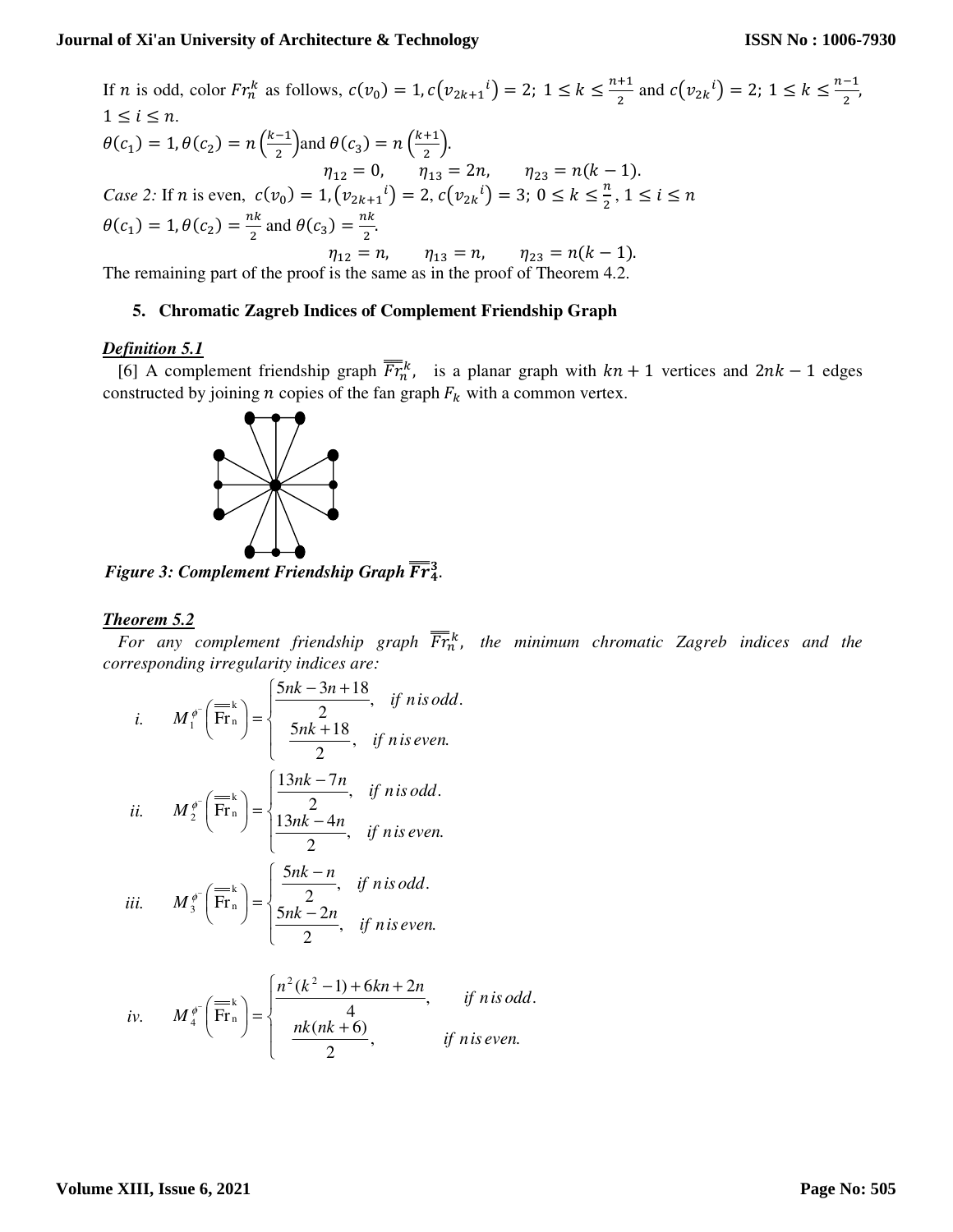If $n$ is odd, color $Fr_n^k$ as follows, $c(v_0) = 1, c(v_{2k+1}{}^i) = 2;\ 1 \le k \le \frac{n+1}{2}$ and $c(v_{2k}{}^i) = 2;\ 1 \le k \le \frac{n-1}{2}$, $1 \le i \le n$.

$\theta(c_1) = 1, \theta(c_2) = n\left(\frac{k-1}{2}\right)$and $\theta(c_3) = n\left(\frac{k+1}{2}\right)$.

$$\eta_{12} = 0, \qquad \eta_{13} = 2n, \qquad \eta_{23} = n(k-1).$$

*Case 2:* If $n$ is even, $c(v_0) = 1, (v_{2k+1}{}^i) = 2, c(v_{2k}{}^i) = 3;\ 0 \le k \le \frac{n}{2}, 1 \le i \le n$

$\theta(c_1) = 1, \theta(c_2) = \frac{nk}{2}$ and $\theta(c_3) = \frac{nk}{2}$.

$$\eta_{12} = n, \qquad \eta_{13} = n, \qquad \eta_{23} = n(k-1).$$

The remaining part of the proof is the same as in the proof of Theorem 4.2.

## 5. Chromatic Zagreb Indices of Complement Friendship Graph

***Definition 5.1***

[6] A complement friendship graph $\overline{\overline{Fr}}_n^k$, is a planar graph with $kn + 1$ vertices and $2nk - 1$ edges constructed by joining $n$ copies of the fan graph $F_k$ with a common vertex.

***Figure 3: Complement Friendship Graph $\overline{\overline{Fr}}_4^3$.***

***Theorem 5.2***

*For any complement friendship graph $\overline{\overline{Fr}}_n^k$, the minimum chromatic Zagreb indices and the corresponding irregularity indices are:*

*i.* $$M_1^{\phi^-}\left(\overline{\overline{\mathrm{Fr}}}_n^k\right) = \begin{cases} \dfrac{5nk - 3n + 18}{2}, & \text{if } n \text{ is odd.} \\ \dfrac{5nk + 18}{2}, & \text{if } n \text{ is even.} \end{cases}$$

*ii.* $$M_2^{\phi^-}\left(\overline{\overline{\mathrm{Fr}}}_n^k\right) = \begin{cases} \dfrac{13nk - 7n}{2}, & \text{if } n \text{ is odd.} \\ \dfrac{13nk - 4n}{2}, & \text{if } n \text{ is even.} \end{cases}$$

*iii.* $$M_3^{\phi^-}\left(\overline{\overline{\mathrm{Fr}}}_n^k\right) = \begin{cases} \dfrac{5nk - n}{2}, & \text{if } n \text{ is odd.} \\ \dfrac{5nk - 2n}{2}, & \text{if } n \text{ is even.} \end{cases}$$

*iv.* $$M_4^{\phi^-}\left(\overline{\overline{\mathrm{Fr}}}_n^k\right) = \begin{cases} \dfrac{n^2(k^2 - 1) + 6kn + 2n}{4}, & \text{if } n \text{ is odd.} \\ \dfrac{nk(nk + 6)}{2}, & \text{if } n \text{ is even.} \end{cases}$$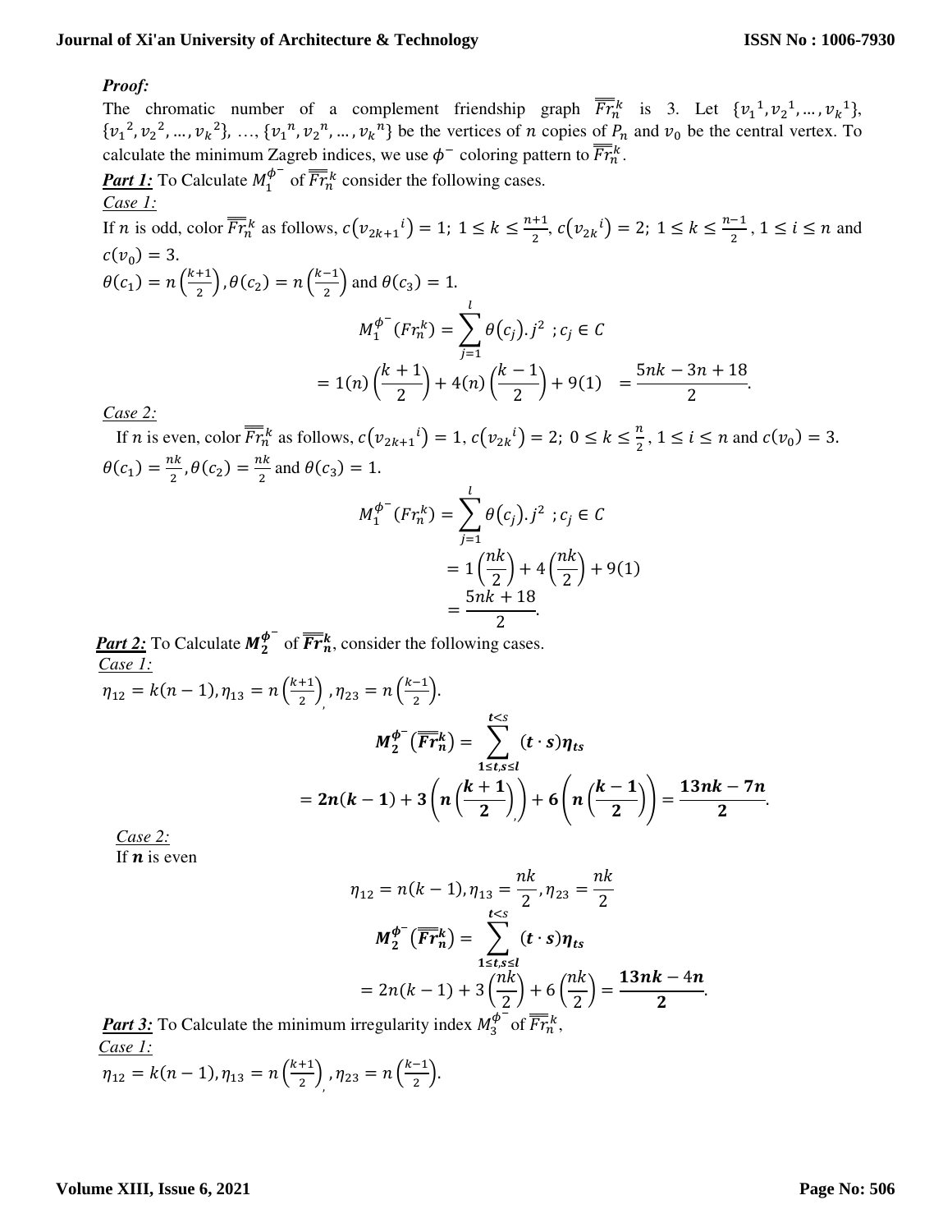***Proof:***

The chromatic number of a complement friendship graph $\overline{\overline{Fr}}_n^k$ is 3. Let $\{v_1{}^1, v_2{}^1, \ldots, v_k{}^1\}$, $\{v_1{}^2, v_2{}^2, \ldots, v_k{}^2\}$, …, $\{v_1{}^n, v_2{}^n, \ldots, v_k{}^n\}$ be the vertices of $n$ copies of $P_n$ and $v_0$ be the central vertex. To calculate the minimum Zagreb indices, we use $\phi^-$ coloring pattern to $\overline{\overline{Fr}}_n^k$.

***Part 1:*** To Calculate $M_1^{\phi^-}$ of $\overline{\overline{Fr}}_n^k$ consider the following cases.

*Case 1:*

If $n$ is odd, color $\overline{\overline{Fr}}_n^k$ as follows, $c(v_{2k+1}{}^i) = 1;\ 1 \le k \le \frac{n+1}{2}$, $c(v_{2k}{}^i) = 2;\ 1 \le k \le \frac{n-1}{2}$, $1 \le i \le n$ and $c(v_0) = 3$.

$\theta(c_1) = n\left(\frac{k+1}{2}\right)$, $\theta(c_2) = n\left(\frac{k-1}{2}\right)$ and $\theta(c_3) = 1$.

$$M_1^{\phi^-}(Fr_n^k) = \sum_{j=1}^{l} \theta(c_j).j^2\ ; c_j \in C$$

$$= 1(n)\left(\frac{k+1}{2}\right) + 4(n)\left(\frac{k-1}{2}\right) + 9(1) \quad = \frac{5nk - 3n + 18}{2}.$$

*Case 2:*

If $n$ is even, color $\overline{\overline{Fr}}_n^k$ as follows, $c(v_{2k+1}{}^i) = 1$, $c(v_{2k}{}^i) = 2;\ 0 \le k \le \frac{n}{2}$, $1 \le i \le n$ and $c(v_0) = 3$.

$\theta(c_1) = \frac{nk}{2}$, $\theta(c_2) = \frac{nk}{2}$ and $\theta(c_3) = 1$.

$$M_1^{\phi^-}(Fr_n^k) = \sum_{j=1}^{l} \theta(c_j).j^2\ ; c_j \in C$$

$$= 1\left(\frac{nk}{2}\right) + 4\left(\frac{nk}{2}\right) + 9(1)$$

$$= \frac{5nk + 18}{2}.$$

***Part 2:*** To Calculate $\boldsymbol{M_2^{\phi^-}}$ of $\boldsymbol{\overline{\overline{Fr}}_n^k}$, consider the following cases.

*Case 1:*

$\eta_{12} = k(n-1), \eta_{13} = n\left(\frac{k+1}{2}\right), \eta_{23} = n\left(\frac{k-1}{2}\right)$.

$$\boldsymbol{M_2^{\phi^-}(\overline{\overline{Fr}}_n^k) = \sum_{1 \le t,s \le l}^{t<s} (t \cdot s)\eta_{ts}}$$

$$\boldsymbol{= 2n(k-1) + 3\left(n\left(\frac{k+1}{2}\right)\right) + 6\left(n\left(\frac{k-1}{2}\right)\right) = \frac{13nk - 7n}{2}}.$$

*Case 2:*

If $\boldsymbol{n}$ is even

$$\eta_{12} = n(k-1), \eta_{13} = \frac{nk}{2}, \eta_{23} = \frac{nk}{2}$$

$$\boldsymbol{M_2^{\phi^-}(\overline{\overline{Fr}}_n^k) = \sum_{1 \le t,s \le l}^{t<s} (t \cdot s)\eta_{ts}}$$

$$= 2n(k-1) + 3\left(\frac{nk}{2}\right) + 6\left(\frac{nk}{2}\right) = \frac{\boldsymbol{13nk} - 4\boldsymbol{n}}{\boldsymbol{2}}.$$

***Part 3:*** To Calculate the minimum irregularity index $M_3^{\phi^-}$ of $\overline{\overline{Fr}}_n^k$,

*Case 1:*

$\eta_{12} = k(n-1), \eta_{13} = n\left(\frac{k+1}{2}\right), \eta_{23} = n\left(\frac{k-1}{2}\right)$.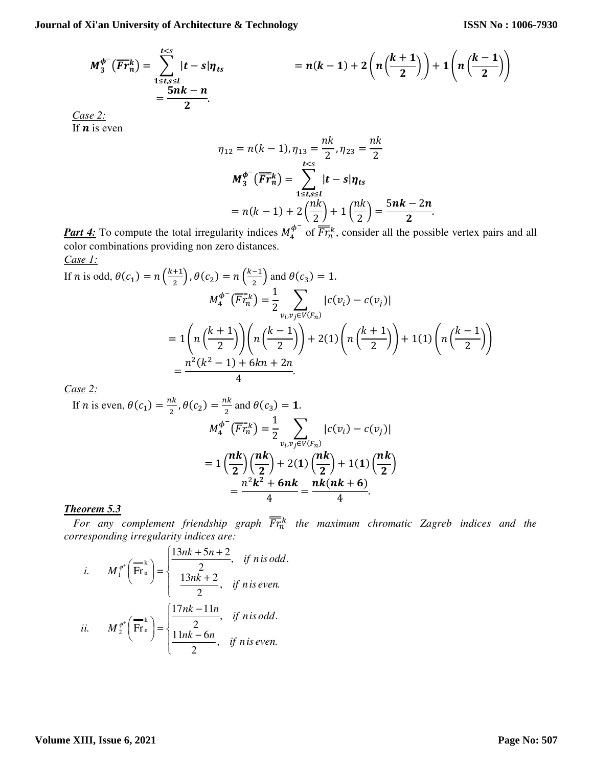$$M_3^{\phi^-}\left(\overline{\overline{Fr}}_n^k\right) = \sum_{\substack{t<s \\ 1\le t,s\le l}} |t-s|\eta_{ts} \qquad = n(k-1) + 2\left(n\left(\frac{k+1}{2}\right)\right) + 1\left(n\left(\frac{k-1}{2}\right)\right)$$

$$= \frac{5nk-n}{2}.$$

*Case 2:*

If $n$ is even

$$\eta_{12} = n(k-1), \eta_{13} = \frac{nk}{2}, \eta_{23} = \frac{nk}{2}$$

$$M_3^{\phi^-}\left(\overline{\overline{Fr}}_n^k\right) = \sum_{\substack{t<s \\ 1\le t,s\le l}} |t-s|\eta_{ts}$$

$$= n(k-1) + 2\left(\frac{nk}{2}\right) + 1\left(\frac{nk}{2}\right) = \frac{5nk-2n}{2}.$$

***Part 4:*** To compute the total irregularity indices $M_4^{\phi^-}$ of $\overline{\overline{Fr}}_n^k$, consider all the possible vertex pairs and all color combinations providing non zero distances.

*Case 1:*

If $n$ is odd, $\theta(c_1) = n\left(\frac{k+1}{2}\right), \theta(c_2) = n\left(\frac{k-1}{2}\right)$ and $\theta(c_3) = 1$.

$$M_4^{\phi^-}\left(\overline{\overline{Fr}}_n^k\right) = \frac{1}{2}\sum_{v_i,v_j\in V(F_n)} |c(v_i) - c(v_j)|$$

$$= 1\left(n\left(\frac{k+1}{2}\right)\right)\left(n\left(\frac{k-1}{2}\right)\right) + 2(1)\left(n\left(\frac{k+1}{2}\right)\right) + 1(1)\left(n\left(\frac{k-1}{2}\right)\right)$$

$$= \frac{n^2(k^2-1) + 6kn + 2n}{4}.$$

*Case 2:*

If $n$ is even, $\theta(c_1) = \frac{nk}{2}, \theta(c_2) = \frac{nk}{2}$ and $\theta(c_3) = 1$.

$$M_4^{\phi^-}\left(\overline{\overline{Fr}}_n^k\right) = \frac{1}{2}\sum_{v_i,v_j\in V(F_n)} |c(v_i) - c(v_j)|$$

$$= 1\left(\frac{nk}{2}\right)\left(\frac{nk}{2}\right) + 2(1)\left(\frac{nk}{2}\right) + 1(1)\left(\frac{nk}{2}\right)$$

$$= \frac{n^2k^2 + 6nk}{4} = \frac{nk(nk+6)}{4}.$$

***Theorem 5.3***

*For any complement friendship graph $\overline{\overline{Fr}}_n^k$ the maximum chromatic Zagreb indices and the corresponding irregularity indices are:*

i. $$M_1^{\phi^+}\left(\overline{\overline{Fr}}_n^k\right) = \begin{cases} \dfrac{13nk+5n+2}{2}, & \text{if } n \text{ is odd.} \\ \dfrac{13nk+2}{2}, & \text{if } n \text{ is even.} \end{cases}$$

ii. $$M_2^{\phi^+}\left(\overline{\overline{Fr}}_n^k\right) = \begin{cases} \dfrac{17nk-11n}{2}, & \text{if } n \text{ is odd.} \\ \dfrac{11nk-6n}{2}, & \text{if } n \text{ is even.} \end{cases}$$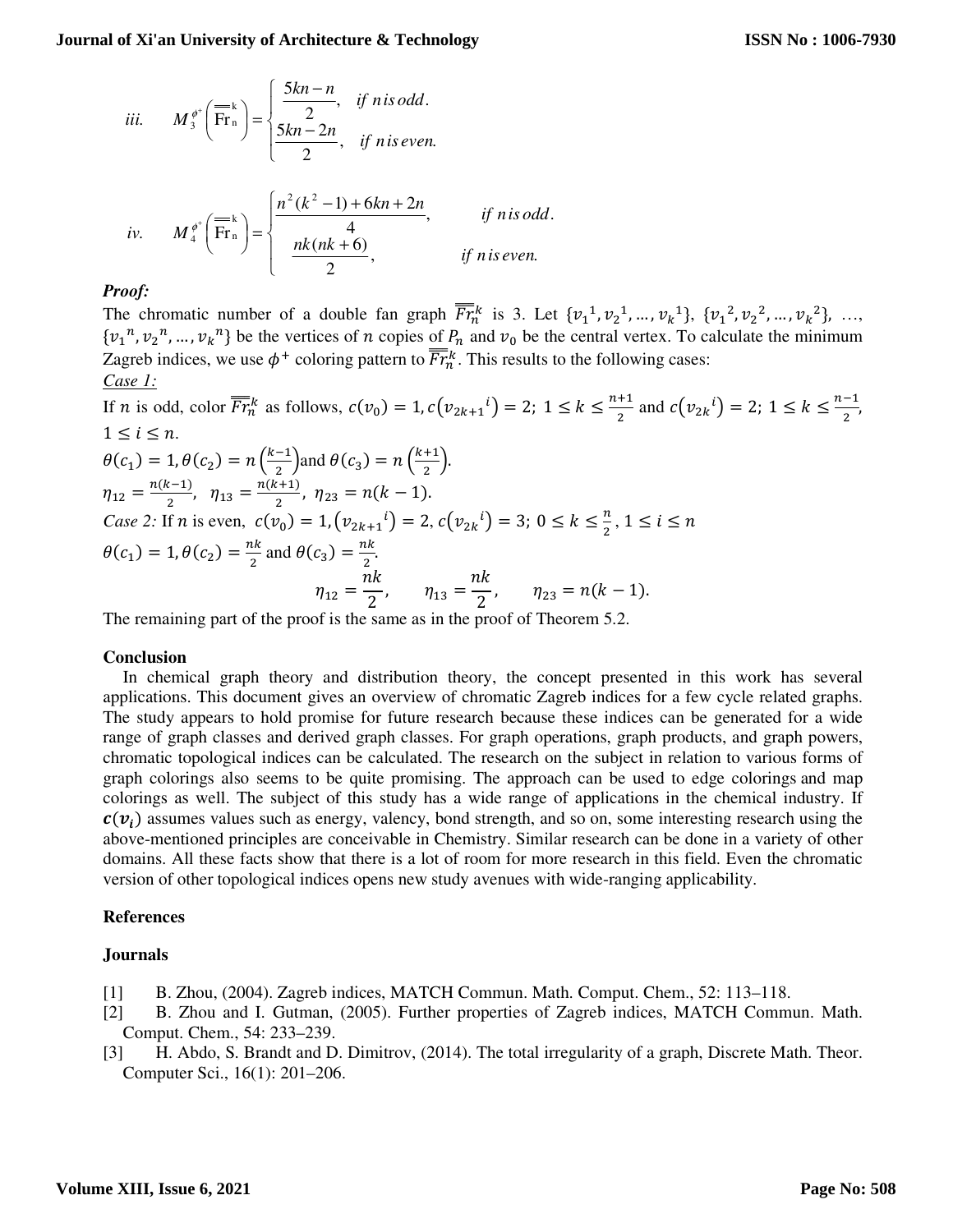iii. $$M_3^{\phi^+}\left(\overline{\overline{\mathrm{Fr}}}_n^k\right) = \begin{cases} \dfrac{5kn-n}{2}, & \text{if } n \text{ is odd.} \\ \dfrac{5kn-2n}{2}, & \text{if } n \text{ is even.} \end{cases}$$

iv. $$M_4^{\phi^+}\left(\overline{\overline{\mathrm{Fr}}}_n^k\right) = \begin{cases} \dfrac{n^2(k^2-1)+6kn+2n}{4}, & \text{if } n \text{ is odd.} \\ \dfrac{nk(nk+6)}{2}, & \text{if } n \text{ is even.} \end{cases}$$

***Proof:***

The chromatic number of a double fan graph $\overline{\overline{Fr}}_n^k$ is 3. Let $\{v_1{}^1, v_2{}^1, \ldots, v_k{}^1\}$, $\{v_1{}^2, v_2{}^2, \ldots, v_k{}^2\}$, …, $\{v_1{}^n, v_2{}^n, \ldots, v_k{}^n\}$ be the vertices of $n$ copies of $P_n$ and $v_0$ be the central vertex. To calculate the minimum Zagreb indices, we use $\phi^+$ coloring pattern to $\overline{\overline{Fr}}_n^k$. This results to the following cases:

*Case 1:*

If $n$ is odd, color $\overline{\overline{Fr}}_n^k$ as follows, $c(v_0) = 1, c\left(v_{2k+1}{}^i\right) = 2;\ 1 \leq k \leq \frac{n+1}{2}$ and $c\left(v_{2k}{}^i\right) = 2;\ 1 \leq k \leq \frac{n-1}{2}$, $1 \leq i \leq n$.

$\theta(c_1) = 1, \theta(c_2) = n\left(\frac{k-1}{2}\right)$ and $\theta(c_3) = n\left(\frac{k+1}{2}\right)$.

$\eta_{12} = \frac{n(k-1)}{2},\ \ \eta_{13} = \frac{n(k+1)}{2},\ \eta_{23} = n(k-1)$.

*Case 2:* If $n$ is even, $c(v_0) = 1, \left(v_{2k+1}{}^i\right) = 2, c\left(v_{2k}{}^i\right) = 3;\ 0 \leq k \leq \frac{n}{2}, 1 \leq i \leq n$

$\theta(c_1) = 1, \theta(c_2) = \frac{nk}{2}$ and $\theta(c_3) = \frac{nk}{2}$.

$$\eta_{12} = \frac{nk}{2}, \qquad \eta_{13} = \frac{nk}{2}, \qquad \eta_{23} = n(k-1).$$

The remaining part of the proof is the same as in the proof of Theorem 5.2.

**Conclusion**

In chemical graph theory and distribution theory, the concept presented in this work has several applications. This document gives an overview of chromatic Zagreb indices for a few cycle related graphs. The study appears to hold promise for future research because these indices can be generated for a wide range of graph classes and derived graph classes. For graph operations, graph products, and graph powers, chromatic topological indices can be calculated. The research on the subject in relation to various forms of graph colorings also seems to be quite promising. The approach can be used to edge colorings and map colorings as well. The subject of this study has a wide range of applications in the chemical industry. If $\boldsymbol{c(v_i)}$ assumes values such as energy, valency, bond strength, and so on, some interesting research using the above-mentioned principles are conceivable in Chemistry. Similar research can be done in a variety of other domains. All these facts show that there is a lot of room for more research in this field. Even the chromatic version of other topological indices opens new study avenues with wide-ranging applicability.

**References**

**Journals**

[1] B. Zhou, (2004). Zagreb indices, MATCH Commun. Math. Comput. Chem., 52: 113–118.

[2] B. Zhou and I. Gutman, (2005). Further properties of Zagreb indices, MATCH Commun. Math. Comput. Chem., 54: 233–239.

[3] H. Abdo, S. Brandt and D. Dimitrov, (2014). The total irregularity of a graph, Discrete Math. Theor. Computer Sci., 16(1): 201–206.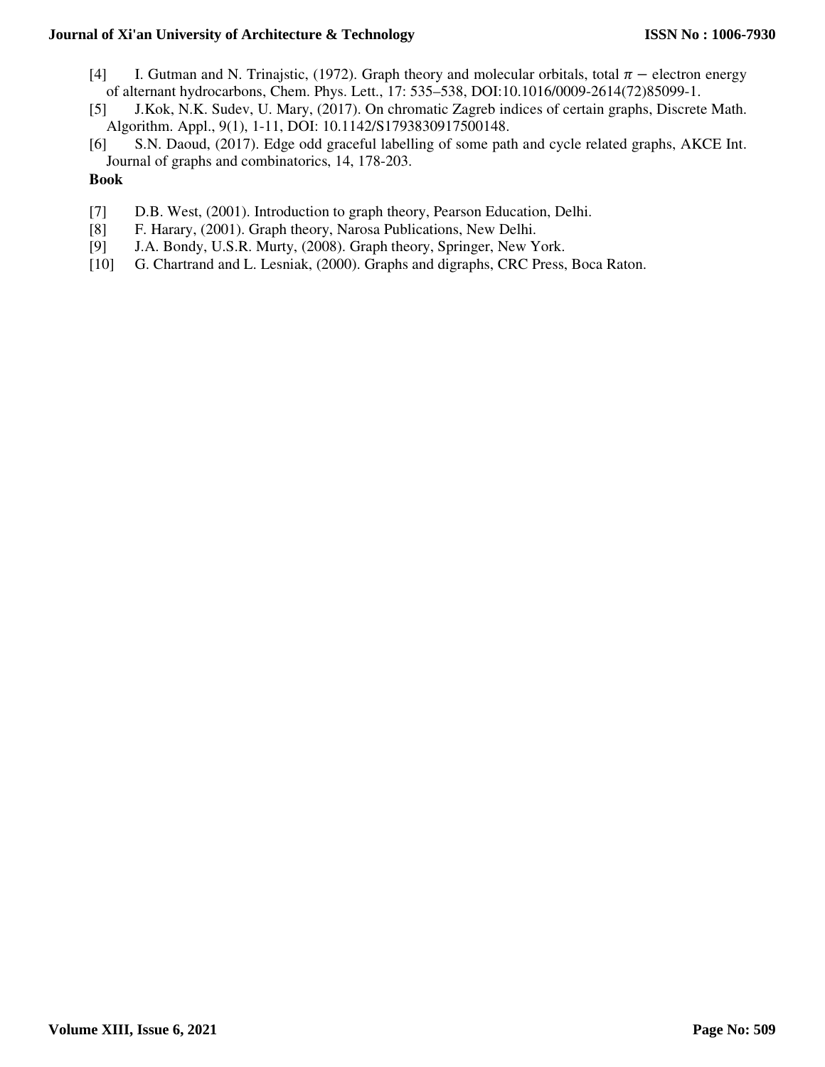[4] I. Gutman and N. Trinajstic, (1972). Graph theory and molecular orbitals, total $\pi -$ electron energy of alternant hydrocarbons, Chem. Phys. Lett., 17: 535–538, DOI:10.1016/0009-2614(72)85099-1.

[5] J.Kok, N.K. Sudev, U. Mary, (2017). On chromatic Zagreb indices of certain graphs, Discrete Math. Algorithm. Appl., 9(1), 1-11, DOI: 10.1142/S1793830917500148.

[6] S.N. Daoud, (2017). Edge odd graceful labelling of some path and cycle related graphs, AKCE Int. Journal of graphs and combinatorics, 14, 178-203.

**Book**

[7] D.B. West, (2001). Introduction to graph theory, Pearson Education, Delhi.

[8] F. Harary, (2001). Graph theory, Narosa Publications, New Delhi.

[9] J.A. Bondy, U.S.R. Murty, (2008). Graph theory, Springer, New York.

[10] G. Chartrand and L. Lesniak, (2000). Graphs and digraphs, CRC Press, Boca Raton.